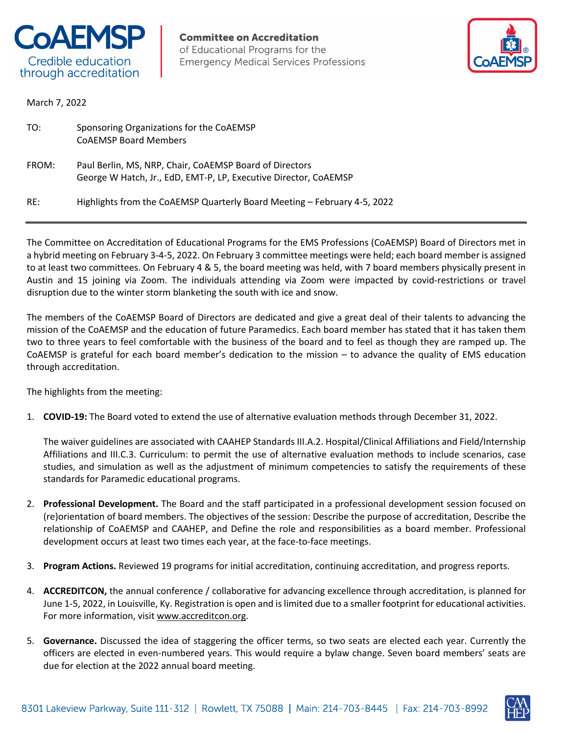**CoAEMSP**
Credible education through accreditation

**Committee on Accreditation**
of Educational Programs for the
Emergency Medical Services Professions

March 7, 2022

TO: Sponsoring Organizations for the CoAEMSP
CoAEMSP Board Members

FROM: Paul Berlin, MS, NRP, Chair, CoAEMSP Board of Directors
George W Hatch, Jr., EdD, EMT-P, LP, Executive Director, CoAEMSP

RE: Highlights from the CoAEMSP Quarterly Board Meeting – February 4-5, 2022

---

The Committee on Accreditation of Educational Programs for the EMS Professions (CoAEMSP) Board of Directors met in a hybrid meeting on February 3-4-5, 2022. On February 3 committee meetings were held; each board member is assigned to at least two committees. On February 4 & 5, the board meeting was held, with 7 board members physically present in Austin and 15 joining via Zoom. The individuals attending via Zoom were impacted by covid-restrictions or travel disruption due to the winter storm blanketing the south with ice and snow.

The members of the CoAEMSP Board of Directors are dedicated and give a great deal of their talents to advancing the mission of the CoAEMSP and the education of future Paramedics. Each board member has stated that it has taken them two to three years to feel comfortable with the business of the board and to feel as though they are ramped up. The CoAEMSP is grateful for each board member's dedication to the mission – to advance the quality of EMS education through accreditation.

The highlights from the meeting:

1. **COVID-19:** The Board voted to extend the use of alternative evaluation methods through December 31, 2022.

   The waiver guidelines are associated with CAAHEP Standards III.A.2. Hospital/Clinical Affiliations and Field/Internship Affiliations and III.C.3. Curriculum: to permit the use of alternative evaluation methods to include scenarios, case studies, and simulation as well as the adjustment of minimum competencies to satisfy the requirements of these standards for Paramedic educational programs.

2. **Professional Development.** The Board and the staff participated in a professional development session focused on (re)orientation of board members. The objectives of the session: Describe the purpose of accreditation, Describe the relationship of CoAEMSP and CAAHEP, and Define the role and responsibilities as a board member. Professional development occurs at least two times each year, at the face-to-face meetings.

3. **Program Actions.** Reviewed 19 programs for initial accreditation, continuing accreditation, and progress reports.

4. **ACCREDITCON,** the annual conference / collaborative for advancing excellence through accreditation, is planned for June 1-5, 2022, in Louisville, Ky. Registration is open and is limited due to a smaller footprint for educational activities. For more information, visit www.accreditcon.org.

5. **Governance.** Discussed the idea of staggering the officer terms, so two seats are elected each year. Currently the officers are elected in even-numbered years. This would require a bylaw change. Seven board members' seats are due for election at the 2022 annual board meeting.

8301 Lakeview Parkway, Suite 111-312 | Rowlett, TX 75088 | Main: 214-703-8445 | Fax: 214-703-8992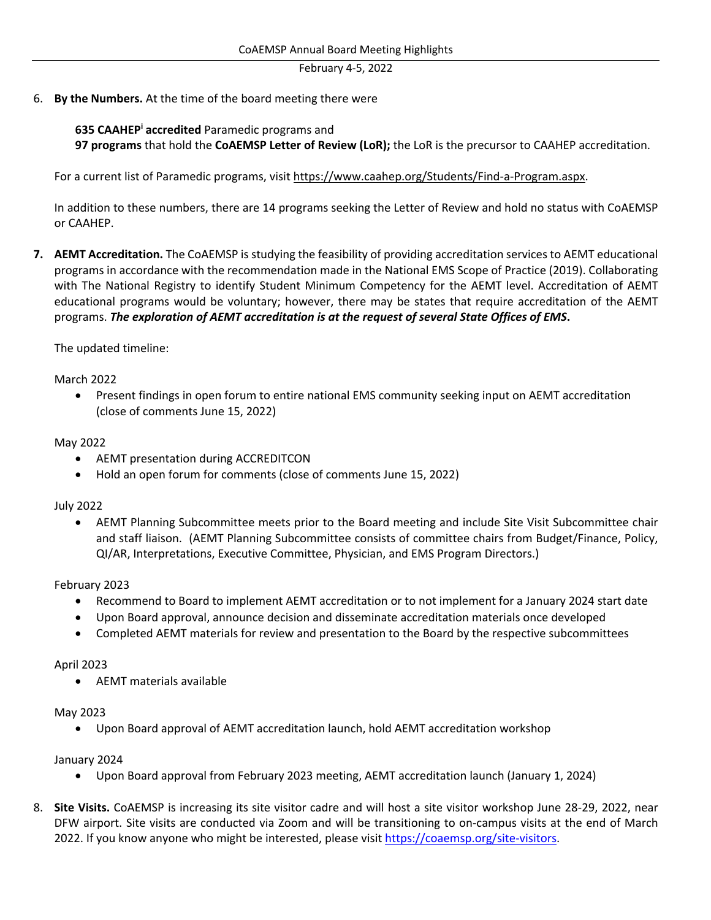6. **By the Numbers.** At the time of the board meeting there were

   **635 CAAHEP[i] accredited** Paramedic programs and
   **97 programs** that hold the **CoAEMSP Letter of Review (LoR);** the LoR is the precursor to CAAHEP accreditation.

   For a current list of Paramedic programs, visit https://www.caahep.org/Students/Find-a-Program.aspx.

   In addition to these numbers, there are 14 programs seeking the Letter of Review and hold no status with CoAEMSP or CAAHEP.

7. **AEMT Accreditation.** The CoAEMSP is studying the feasibility of providing accreditation services to AEMT educational programs in accordance with the recommendation made in the National EMS Scope of Practice (2019). Collaborating with The National Registry to identify Student Minimum Competency for the AEMT level. Accreditation of AEMT educational programs would be voluntary; however, there may be states that require accreditation of the AEMT programs. ***The exploration of AEMT accreditation is at the request of several State Offices of EMS*.**

   The updated timeline:

   March 2022
   - Present findings in open forum to entire national EMS community seeking input on AEMT accreditation (close of comments June 15, 2022)

   May 2022
   - AEMT presentation during ACCREDITCON
   - Hold an open forum for comments (close of comments June 15, 2022)

   July 2022
   - AEMT Planning Subcommittee meets prior to the Board meeting and include Site Visit Subcommittee chair and staff liaison. (AEMT Planning Subcommittee consists of committee chairs from Budget/Finance, Policy, QI/AR, Interpretations, Executive Committee, Physician, and EMS Program Directors.)

   February 2023
   - Recommend to Board to implement AEMT accreditation or to not implement for a January 2024 start date
   - Upon Board approval, announce decision and disseminate accreditation materials once developed
   - Completed AEMT materials for review and presentation to the Board by the respective subcommittees

   April 2023
   - AEMT materials available

   May 2023
   - Upon Board approval of AEMT accreditation launch, hold AEMT accreditation workshop

   January 2024
   - Upon Board approval from February 2023 meeting, AEMT accreditation launch (January 1, 2024)

8. **Site Visits.** CoAEMSP is increasing its site visitor cadre and will host a site visitor workshop June 28-29, 2022, near DFW airport. Site visits are conducted via Zoom and will be transitioning to on-campus visits at the end of March 2022. If you know anyone who might be interested, please visit https://coaemsp.org/site-visitors.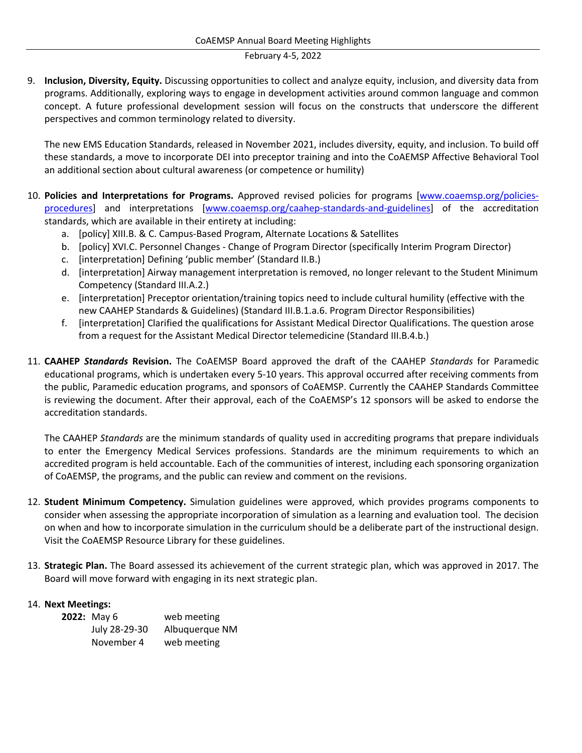9. **Inclusion, Diversity, Equity.** Discussing opportunities to collect and analyze equity, inclusion, and diversity data from programs. Additionally, exploring ways to engage in development activities around common language and common concept. A future professional development session will focus on the constructs that underscore the different perspectives and common terminology related to diversity.

   The new EMS Education Standards, released in November 2021, includes diversity, equity, and inclusion. To build off these standards, a move to incorporate DEI into preceptor training and into the CoAEMSP Affective Behavioral Tool an additional section about cultural awareness (or competence or humility)

10. **Policies and Interpretations for Programs.** Approved revised policies for programs [www.coaemsp.org/policies-procedures] and interpretations [www.coaemsp.org/caahep-standards-and-guidelines] of the accreditation standards, which are available in their entirety at including:
    a. [policy] XIII.B. & C. Campus-Based Program, Alternate Locations & Satellites
    b. [policy] XVI.C. Personnel Changes - Change of Program Director (specifically Interim Program Director)
    c. [interpretation] Defining 'public member' (Standard II.B.)
    d. [interpretation] Airway management interpretation is removed, no longer relevant to the Student Minimum Competency (Standard III.A.2.)
    e. [interpretation] Preceptor orientation/training topics need to include cultural humility (effective with the new CAAHEP Standards & Guidelines) (Standard III.B.1.a.6. Program Director Responsibilities)
    f. [interpretation] Clarified the qualifications for Assistant Medical Director Qualifications. The question arose from a request for the Assistant Medical Director telemedicine (Standard III.B.4.b.)

11. **CAAHEP *Standards* Revision.** The CoAEMSP Board approved the draft of the CAAHEP *Standards* for Paramedic educational programs, which is undertaken every 5-10 years. This approval occurred after receiving comments from the public, Paramedic education programs, and sponsors of CoAEMSP. Currently the CAAHEP Standards Committee is reviewing the document. After their approval, each of the CoAEMSP's 12 sponsors will be asked to endorse the accreditation standards.

    The CAAHEP *Standards* are the minimum standards of quality used in accrediting programs that prepare individuals to enter the Emergency Medical Services professions. Standards are the minimum requirements to which an accredited program is held accountable. Each of the communities of interest, including each sponsoring organization of CoAEMSP, the programs, and the public can review and comment on the revisions.

12. **Student Minimum Competency.** Simulation guidelines were approved, which provides programs components to consider when assessing the appropriate incorporation of simulation as a learning and evaluation tool. The decision on when and how to incorporate simulation in the curriculum should be a deliberate part of the instructional design. Visit the CoAEMSP Resource Library for these guidelines.

13. **Strategic Plan.** The Board assessed its achievement of the current strategic plan, which was approved in 2017. The Board will move forward with engaging in its next strategic plan.

14. **Next Meetings:**

| | | |
|---|---|---|
| **2022:** | May 6 | web meeting |
| | July 28-29-30 | Albuquerque NM |
| | November 4 | web meeting |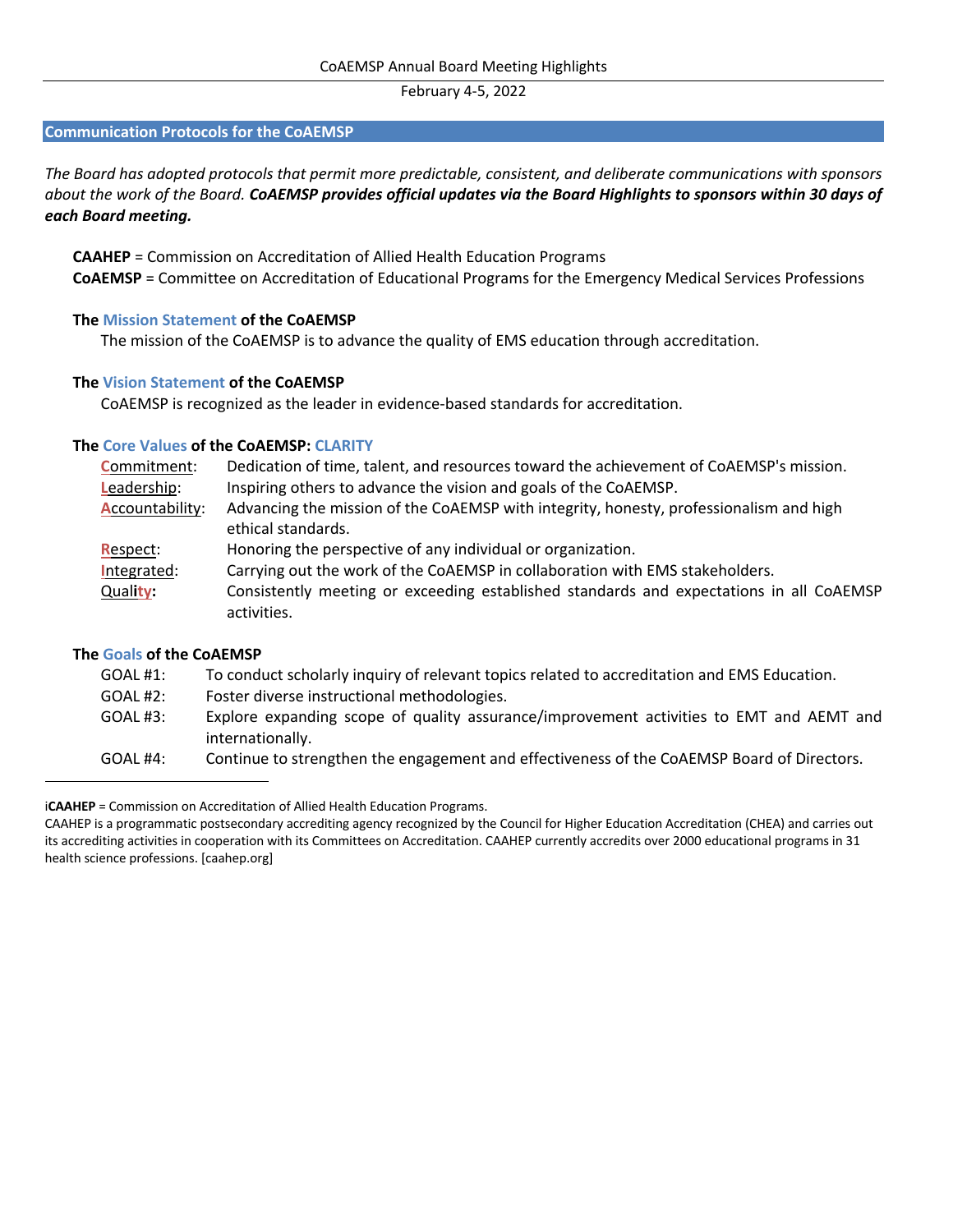## Communication Protocols for the CoAEMSP

*The Board has adopted protocols that permit more predictable, consistent, and deliberate communications with sponsors about the work of the Board.* ***CoAEMSP provides official updates via the Board Highlights to sponsors within 30 days of each Board meeting.***

**CAAHEP** = Commission on Accreditation of Allied Health Education Programs
**CoAEMSP** = Committee on Accreditation of Educational Programs for the Emergency Medical Services Professions

### The Mission Statement of the CoAEMSP

The mission of the CoAEMSP is to advance the quality of EMS education through accreditation.

### The Vision Statement of the CoAEMSP

CoAEMSP is recognized as the leader in evidence-based standards for accreditation.

### The Core Values of the CoAEMSP: CLARITY

| | |
|---|---|
| **C**ommitment: | Dedication of time, talent, and resources toward the achievement of CoAEMSP's mission. |
| **L**eadership: | Inspiring others to advance the vision and goals of the CoAEMSP. |
| **A**ccountability: | Advancing the mission of the CoAEMSP with integrity, honesty, professionalism and high ethical standards. |
| **R**espect: | Honoring the perspective of any individual or organization. |
| **I**ntegrated: | Carrying out the work of the CoAEMSP in collaboration with EMS stakeholders. |
| Quali**ty**: | Consistently meeting or exceeding established standards and expectations in all CoAEMSP activities. |

### The Goals of the CoAEMSP

| | |
|---|---|
| GOAL #1: | To conduct scholarly inquiry of relevant topics related to accreditation and EMS Education. |
| GOAL #2: | Foster diverse instructional methodologies. |
| GOAL #3: | Explore expanding scope of quality assurance/improvement activities to EMT and AEMT and internationally. |
| GOAL #4: | Continue to strengthen the engagement and effectiveness of the CoAEMSP Board of Directors. |

---

i**CAAHEP** = Commission on Accreditation of Allied Health Education Programs.
CAAHEP is a programmatic postsecondary accrediting agency recognized by the Council for Higher Education Accreditation (CHEA) and carries out its accrediting activities in cooperation with its Committees on Accreditation. CAAHEP currently accredits over 2000 educational programs in 31 health science professions. [caahep.org]